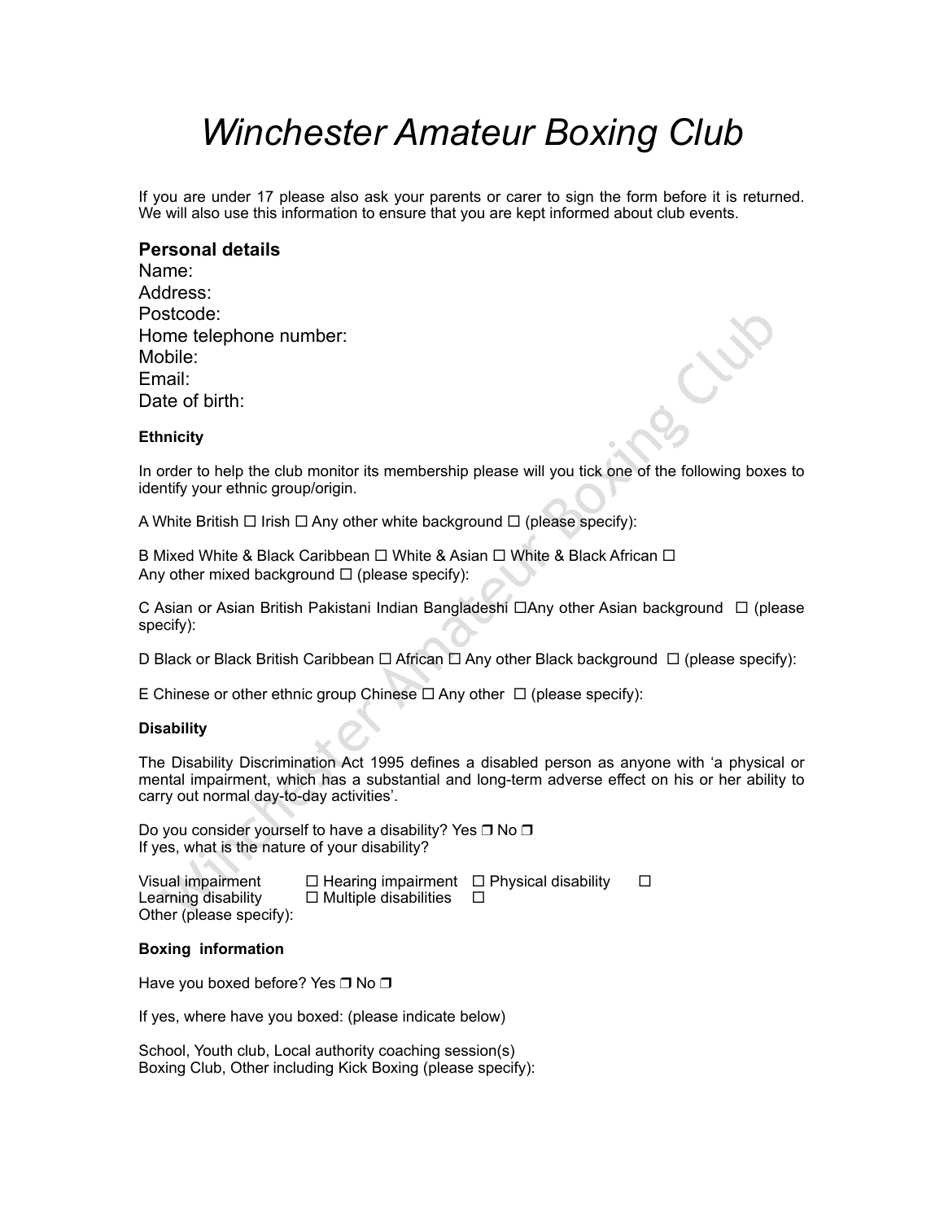# *Winchester Amateur Boxing Club*

If you are under 17 please also ask your parents or carer to sign the form before it is returned. We will also use this information to ensure that you are kept informed about club events.

## Personal details

Name:
Address:
Postcode:
Home telephone number:
Mobile:
Email:
Date of birth:

#### Ethnicity

In order to help the club monitor its membership please will you tick one of the following boxes to identify your ethnic group/origin.

A White British ☐ Irish ☐ Any other white background ☐ (please specify):

B Mixed White & Black Caribbean ☐ White & Asian ☐ White & Black African ☐
Any other mixed background ☐ (please specify):

C Asian or Asian British Pakistani Indian Bangladeshi ☐Any other Asian background ☐ (please specify):

D Black or Black British Caribbean ☐ African ☐ Any other Black background ☐ (please specify):

E Chinese or other ethnic group Chinese ☐ Any other ☐ (please specify):

#### Disability

The Disability Discrimination Act 1995 defines a disabled person as anyone with 'a physical or mental impairment, which has a substantial and long-term adverse effect on his or her ability to carry out normal day-to-day activities'.

Do you consider yourself to have a disability? Yes ❒ No ❒
If yes, what is the nature of your disability?

Visual impairment ☐ Hearing impairment ☐ Physical disability ☐
Learning disability ☐ Multiple disabilities ☐
Other (please specify):

#### Boxing information

Have you boxed before? Yes ❒ No ❒

If yes, where have you boxed: (please indicate below)

School, Youth club, Local authority coaching session(s)
Boxing Club, Other including Kick Boxing (please specify):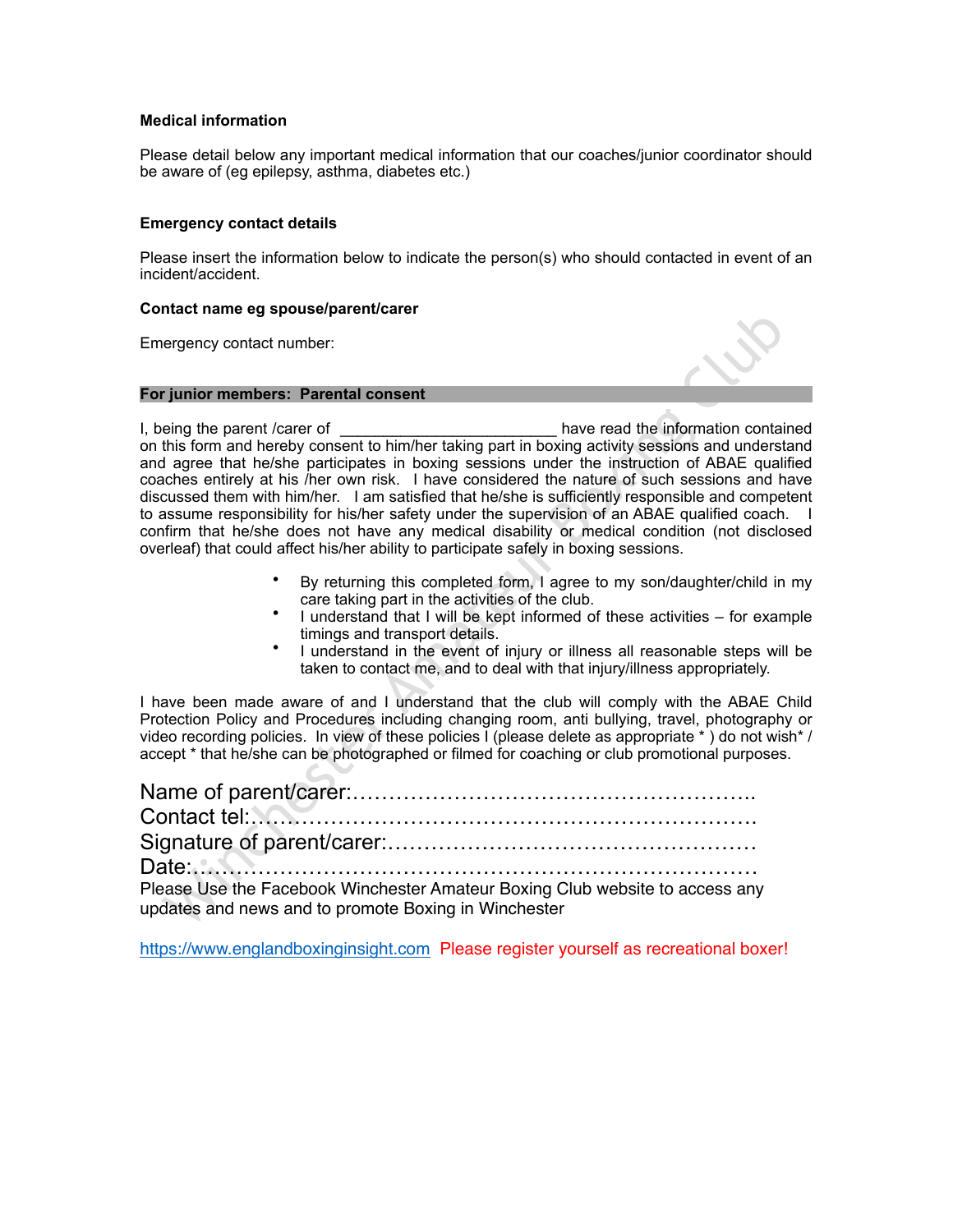**Medical information**

Please detail below any important medical information that our coaches/junior coordinator should be aware of (eg epilepsy, asthma, diabetes etc.)

**Emergency contact details**

Please insert the information below to indicate the person(s) who should contacted in event of an incident/accident.

**Contact name eg spouse/parent/carer**

Emergency contact number:

**For junior members: Parental consent**

I, being the parent /carer of ________________________ have read the information contained on this form and hereby consent to him/her taking part in boxing activity sessions and understand and agree that he/she participates in boxing sessions under the instruction of ABAE qualified coaches entirely at his /her own risk. I have considered the nature of such sessions and have discussed them with him/her. I am satisfied that he/she is sufficiently responsible and competent to assume responsibility for his/her safety under the supervision of an ABAE qualified coach. I confirm that he/she does not have any medical disability or medical condition (not disclosed overleaf) that could affect his/her ability to participate safely in boxing sessions.

- By returning this completed form, I agree to my son/daughter/child in my care taking part in the activities of the club.
- I understand that I will be kept informed of these activities – for example timings and transport details.
- I understand in the event of injury or illness all reasonable steps will be taken to contact me, and to deal with that injury/illness appropriately.

I have been made aware of and I understand that the club will comply with the ABAE Child Protection Policy and Procedures including changing room, anti bullying, travel, photography or video recording policies. In view of these policies I (please delete as appropriate * ) do not wish* / accept * that he/she can be photographed or filmed for coaching or club promotional purposes.

Name of parent/carer:………………………………………………..
Contact tel:…………………………………………………………
Signature of parent/carer:…………………………………………
Date:………………………………………………………………
Please Use the Facebook Winchester Amateur Boxing Club website to access any updates and news and to promote Boxing in Winchester

https://www.englandboxinginsight.com Please register yourself as recreational boxer!